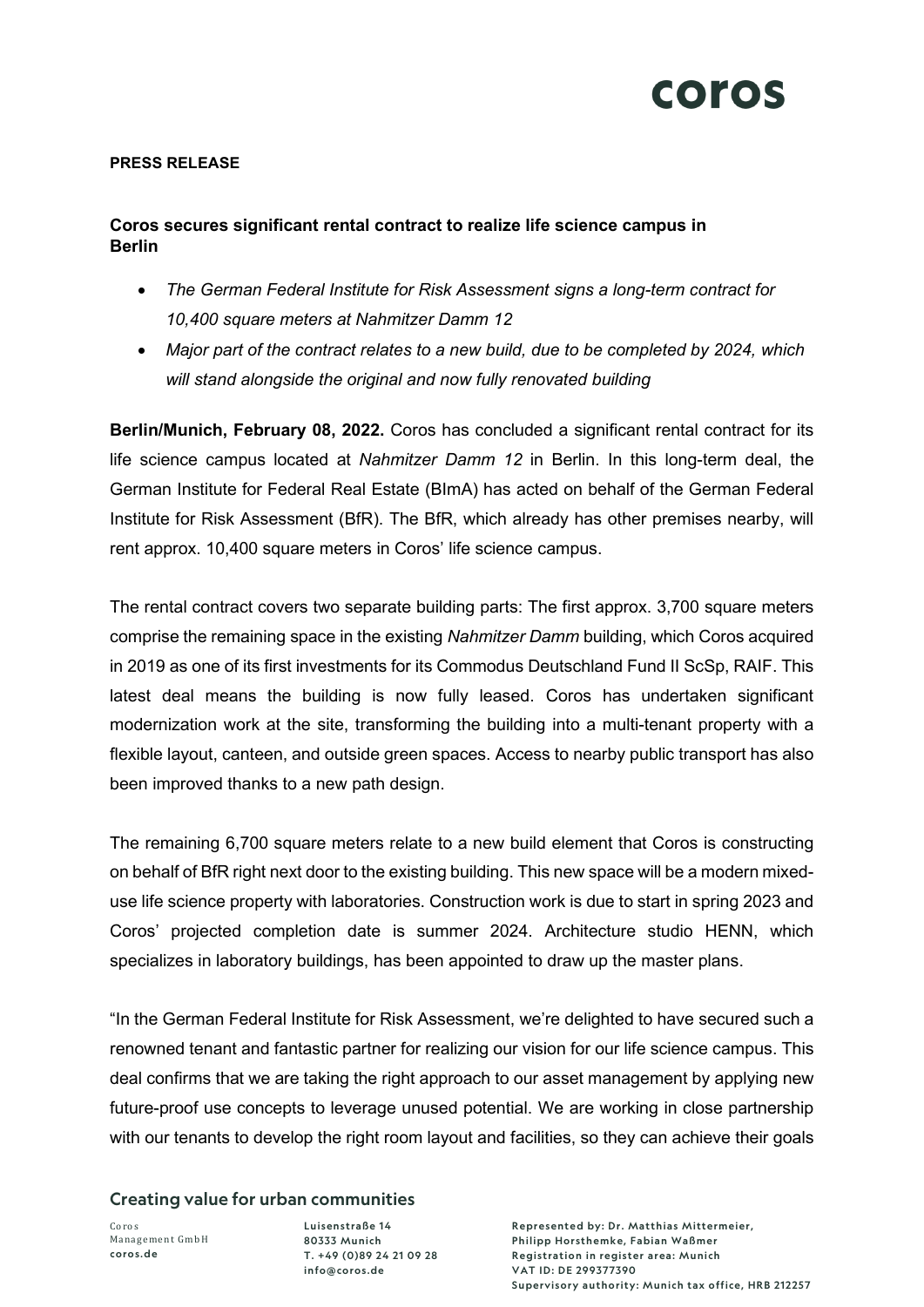**PRESS RELEASE**

## Coros secures significant rental contract to realize life science campus in Berlin

- *The German Federal Institute for Risk Assessment signs a long-term contract for 10,400 square meters at Nahmitzer Damm 12*
- *Major part of the contract relates to a new build, due to be completed by 2024, which will stand alongside the original and now fully renovated building*

**Berlin/Munich, February 08, 2022.** Coros has concluded a significant rental contract for its life science campus located at *Nahmitzer Damm 12* in Berlin. In this long-term deal, the German Institute for Federal Real Estate (BImA) has acted on behalf of the German Federal Institute for Risk Assessment (BfR). The BfR, which already has other premises nearby, will rent approx. 10,400 square meters in Coros' life science campus.

The rental contract covers two separate building parts: The first approx. 3,700 square meters comprise the remaining space in the existing *Nahmitzer Damm* building, which Coros acquired in 2019 as one of its first investments for its Commodus Deutschland Fund II ScSp, RAIF. This latest deal means the building is now fully leased. Coros has undertaken significant modernization work at the site, transforming the building into a multi-tenant property with a flexible layout, canteen, and outside green spaces. Access to nearby public transport has also been improved thanks to a new path design.

The remaining 6,700 square meters relate to a new build element that Coros is constructing on behalf of BfR right next door to the existing building. This new space will be a modern mixed-use life science property with laboratories. Construction work is due to start in spring 2023 and Coros' projected completion date is summer 2024. Architecture studio HENN, which specializes in laboratory buildings, has been appointed to draw up the master plans.

"In the German Federal Institute for Risk Assessment, we're delighted to have secured such a renowned tenant and fantastic partner for realizing our vision for our life science campus. This deal confirms that we are taking the right approach to our asset management by applying new future-proof use concepts to leverage unused potential. We are working in close partnership with our tenants to develop the right room layout and facilities, so they can achieve their goals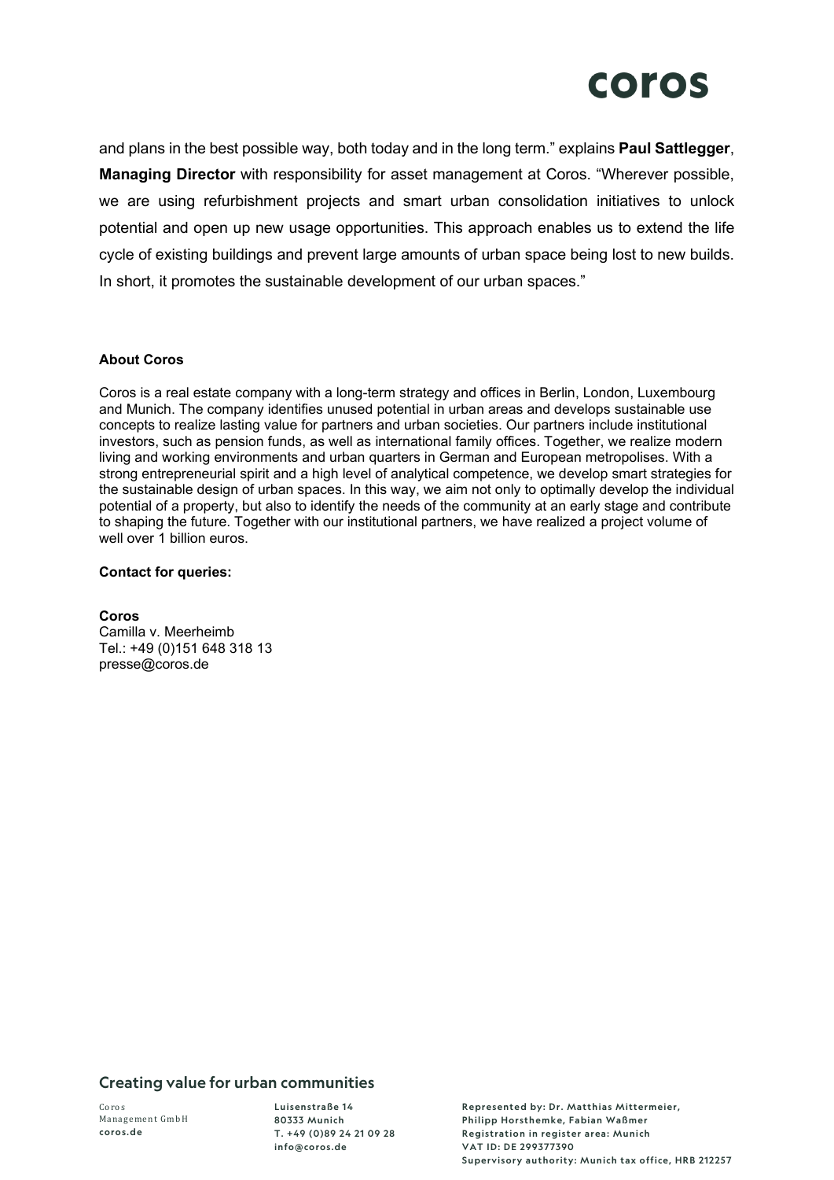and plans in the best possible way, both today and in the long term." explains **Paul Sattlegger**, **Managing Director** with responsibility for asset management at Coros. "Wherever possible, we are using refurbishment projects and smart urban consolidation initiatives to unlock potential and open up new usage opportunities. This approach enables us to extend the life cycle of existing buildings and prevent large amounts of urban space being lost to new builds. In short, it promotes the sustainable development of our urban spaces."

**About Coros**

Coros is a real estate company with a long-term strategy and offices in Berlin, London, Luxembourg and Munich. The company identifies unused potential in urban areas and develops sustainable use concepts to realize lasting value for partners and urban societies. Our partners include institutional investors, such as pension funds, as well as international family offices. Together, we realize modern living and working environments and urban quarters in German and European metropolises. With a strong entrepreneurial spirit and a high level of analytical competence, we develop smart strategies for the sustainable design of urban spaces. In this way, we aim not only to optimally develop the individual potential of a property, but also to identify the needs of the community at an early stage and contribute to shaping the future. Together with our institutional partners, we have realized a project volume of well over 1 billion euros.

**Contact for queries:**

**Coros**
Camilla v. Meerheimb
Tel.: +49 (0)151 648 318 13
presse@coros.de